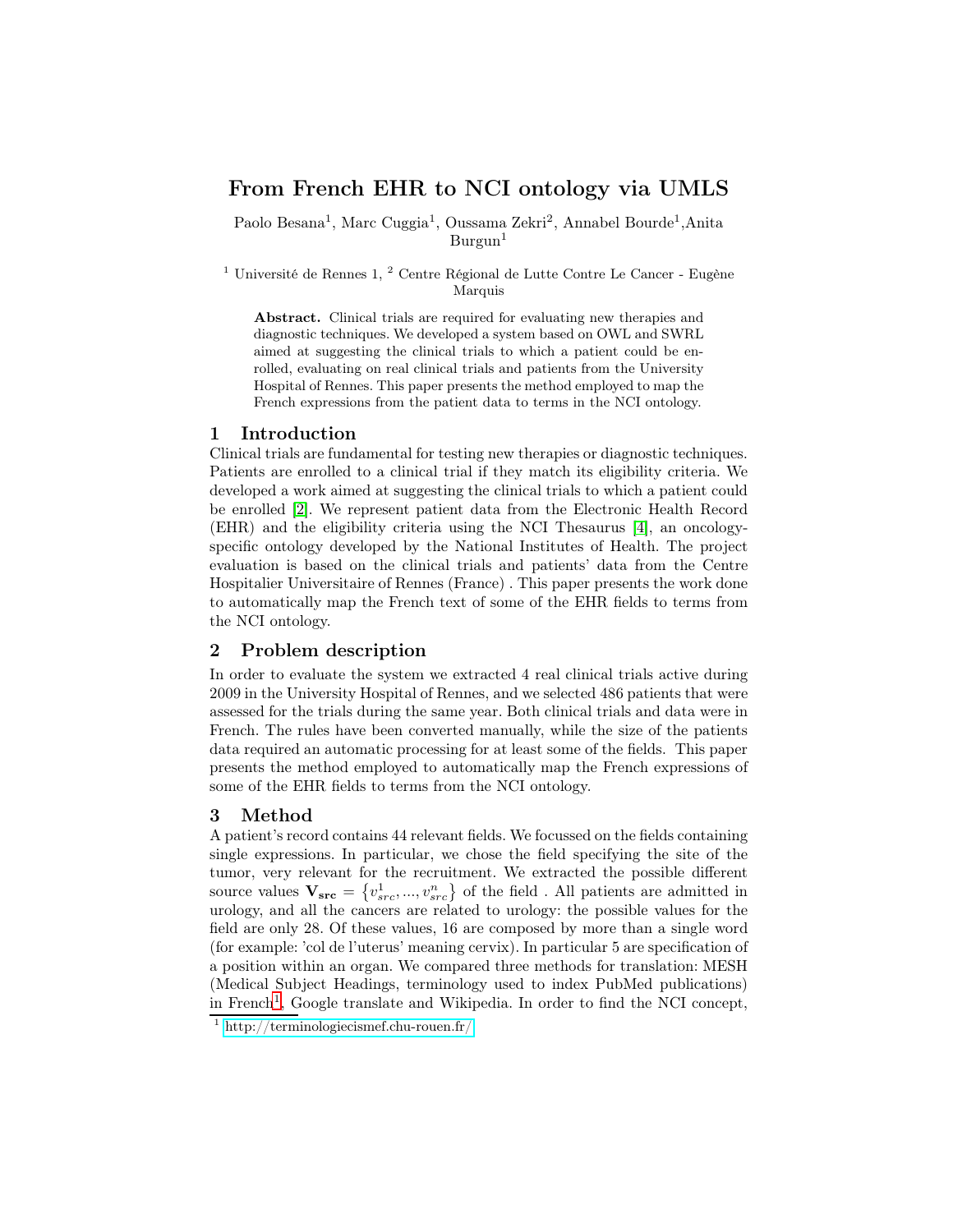# From French EHR to NCI ontology via UMLS

Paolo Besana[1], Marc Cuggia[1], Oussama Zekri[2], Annabel Bourde[1],Anita Burgun[1]

[1] Université de Rennes 1, [2] Centre Régional de Lutte Contre Le Cancer - Eugène Marquis

**Abstract.** Clinical trials are required for evaluating new therapies and diagnostic techniques. We developed a system based on OWL and SWRL aimed at suggesting the clinical trials to which a patient could be enrolled, evaluating on real clinical trials and patients from the University Hospital of Rennes. This paper presents the method employed to map the French expressions from the patient data to terms in the NCI ontology.

## 1 Introduction

Clinical trials are fundamental for testing new therapies or diagnostic techniques. Patients are enrolled to a clinical trial if they match its eligibility criteria. We developed a work aimed at suggesting the clinical trials to which a patient could be enrolled [2]. We represent patient data from the Electronic Health Record (EHR) and the eligibility criteria using the NCI Thesaurus [4], an oncology-specific ontology developed by the National Institutes of Health. The project evaluation is based on the clinical trials and patients' data from the Centre Hospitalier Universitaire of Rennes (France) . This paper presents the work done to automatically map the French text of some of the EHR fields to terms from the NCI ontology.

## 2 Problem description

In order to evaluate the system we extracted 4 real clinical trials active during 2009 in the University Hospital of Rennes, and we selected 486 patients that were assessed for the trials during the same year. Both clinical trials and data were in French. The rules have been converted manually, while the size of the patients data required an automatic processing for at least some of the fields. This paper presents the method employed to automatically map the French expressions of some of the EHR fields to terms from the NCI ontology.

## 3 Method

A patient's record contains 44 relevant fields. We focussed on the fields containing single expressions. In particular, we chose the field specifying the site of the tumor, very relevant for the recruitment. We extracted the possible different source values $\mathbf{V_{src}} = \{v^1_{src}, ..., v^n_{src}\}$ of the field . All patients are admitted in urology, and all the cancers are related to urology: the possible values for the field are only 28. Of these values, 16 are composed by more than a single word (for example: 'col de l'uterus' meaning cervix). In particular 5 are specification of a position within an organ. We compared three methods for translation: MESH (Medical Subject Headings, terminology used to index PubMed publications) in French[1], Google translate and Wikipedia. In order to find the NCI concept,

[1] http://terminologiecismef.chu-rouen.fr/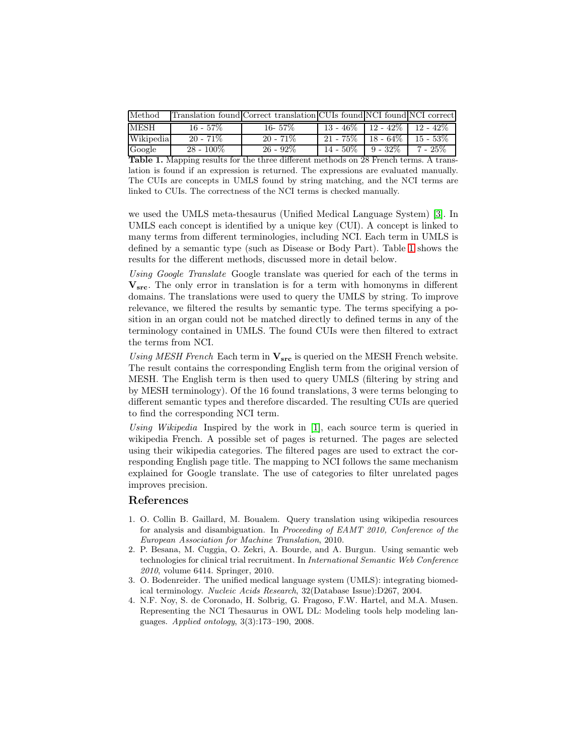| Method | Translation found | Correct translation | CUIs found | NCI found | NCI correct |
|---|---|---|---|---|---|
| MESH | 16 - 57% | 16- 57% | 13 - 46% | 12 - 42% | 12 - 42% |
| Wikipedia | 20 - 71% | 20 - 71% | 21 - 75% | 18 - 64% | 15 - 53% |
| Google | 28 - 100% | 26 - 92% | 14 - 50% | 9 - 32% | 7 - 25% |

**Table 1.** Mapping results for the three different methods on 28 French terms. A translation is found if an expression is returned. The expressions are evaluated manually. The CUIs are concepts in UMLS found by string matching, and the NCI terms are linked to CUIs. The correctness of the NCI terms is checked manually.

we used the UMLS meta-thesaurus (Unified Medical Language System) [3]. In UMLS each concept is identified by a unique key (CUI). A concept is linked to many terms from different terminologies, including NCI. Each term in UMLS is defined by a semantic type (such as Disease or Body Part). Table 1 shows the results for the different methods, discussed more in detail below.

*Using Google Translate* Google translate was queried for each of the terms in $\mathbf{V_{src}}$. The only error in translation is for a term with homonyms in different domains. The translations were used to query the UMLS by string. To improve relevance, we filtered the results by semantic type. The terms specifying a position in an organ could not be matched directly to defined terms in any of the terminology contained in UMLS. The found CUIs were then filtered to extract the terms from NCI.

*Using MESH French* Each term in $\mathbf{V_{src}}$ is queried on the MESH French website. The result contains the corresponding English term from the original version of MESH. The English term is then used to query UMLS (filtering by string and by MESH terminology). Of the 16 found translations, 3 were terms belonging to different semantic types and therefore discarded. The resulting CUIs are queried to find the corresponding NCI term.

*Using Wikipedia* Inspired by the work in [1], each source term is queried in wikipedia French. A possible set of pages is returned. The pages are selected using their wikipedia categories. The filtered pages are used to extract the corresponding English page title. The mapping to NCI follows the same mechanism explained for Google translate. The use of categories to filter unrelated pages improves precision.

## References

1. O. Collin B. Gaillard, M. Boualem. Query translation using wikipedia resources for analysis and disambiguation. In *Proceeding of EAMT 2010, Conference of the European Association for Machine Translation*, 2010.
2. P. Besana, M. Cuggia, O. Zekri, A. Bourde, and A. Burgun. Using semantic web technologies for clinical trial recruitment. In *International Semantic Web Conference 2010*, volume 6414. Springer, 2010.
3. O. Bodenreider. The unified medical language system (UMLS): integrating biomedical terminology. *Nucleic Acids Research*, 32(Database Issue):D267, 2004.
4. N.F. Noy, S. de Coronado, H. Solbrig, G. Fragoso, F.W. Hartel, and M.A. Musen. Representing the NCI Thesaurus in OWL DL: Modeling tools help modeling languages. *Applied ontology*, 3(3):173–190, 2008.